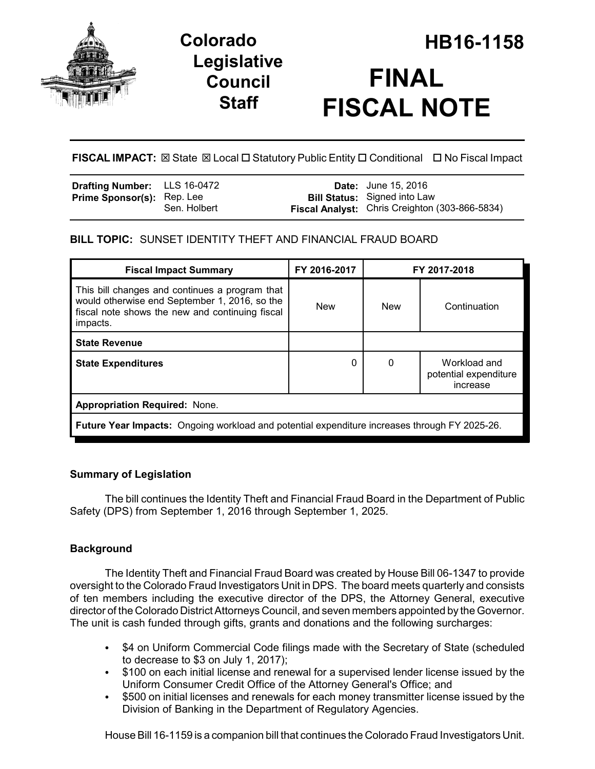# Colorado Legislative Council Staff

# HB16-1158

# FINAL FISCAL NOTE

**FISCAL IMPACT:** ☒ State ☒ Local ☐ Statutory Public Entity ☐ Conditional ☐ No Fiscal Impact

| | | | |
|---|---|---|---|
| **Drafting Number:** | LLS 16-0472 | **Date:** | June 15, 2016 |
| **Prime Sponsor(s):** | Rep. Lee<br>Sen. Holbert | **Bill Status:** | Signed into Law |
| | | **Fiscal Analyst:** | Chris Creighton (303-866-5834) |

**BILL TOPIC:** SUNSET IDENTITY THEFT AND FINANCIAL FRAUD BOARD

| Fiscal Impact Summary | FY 2016-2017 | FY 2017-2018 | |
|---|---|---|---|
| This bill changes and continues a program that would otherwise end September 1, 2016, so the fiscal note shows the new and continuing fiscal impacts. | New | New | Continuation |
| **State Revenue** | | | |
| **State Expenditures** | 0 | 0 | Workload and potential expenditure increase |
| **Appropriation Required:** None. | | | |
| **Future Year Impacts:** Ongoing workload and potential expenditure increases through FY 2025-26. | | | |

## Summary of Legislation

The bill continues the Identity Theft and Financial Fraud Board in the Department of Public Safety (DPS) from September 1, 2016 through September 1, 2025.

## Background

The Identity Theft and Financial Fraud Board was created by House Bill 06-1347 to provide oversight to the Colorado Fraud Investigators Unit in DPS. The board meets quarterly and consists of ten members including the executive director of the DPS, the Attorney General, executive director of the Colorado District Attorneys Council, and seven members appointed by the Governor. The unit is cash funded through gifts, grants and donations and the following surcharges:

- $4 on Uniform Commercial Code filings made with the Secretary of State (scheduled to decrease to $3 on July 1, 2017);
- $100 on each initial license and renewal for a supervised lender license issued by the Uniform Consumer Credit Office of the Attorney General's Office; and
- $500 on initial licenses and renewals for each money transmitter license issued by the Division of Banking in the Department of Regulatory Agencies.

House Bill 16-1159 is a companion bill that continues the Colorado Fraud Investigators Unit.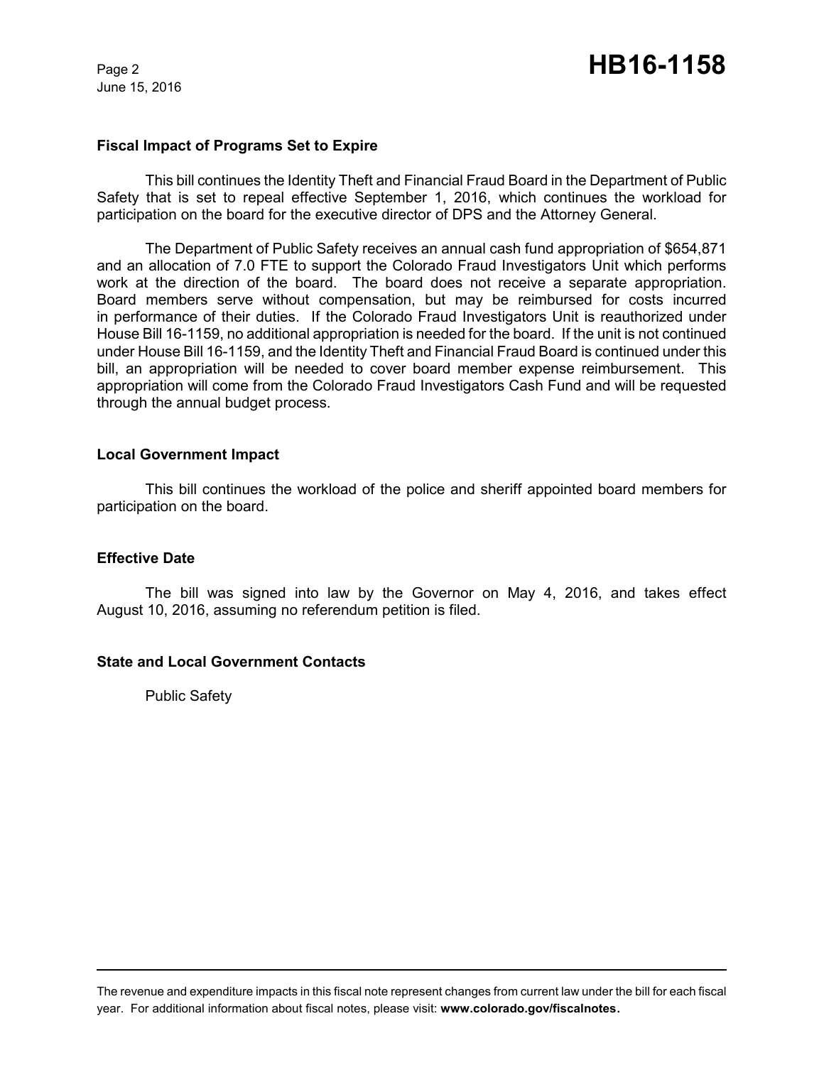### Fiscal Impact of Programs Set to Expire

This bill continues the Identity Theft and Financial Fraud Board in the Department of Public Safety that is set to repeal effective September 1, 2016, which continues the workload for participation on the board for the executive director of DPS and the Attorney General.

The Department of Public Safety receives an annual cash fund appropriation of $654,871 and an allocation of 7.0 FTE to support the Colorado Fraud Investigators Unit which performs work at the direction of the board. The board does not receive a separate appropriation. Board members serve without compensation, but may be reimbursed for costs incurred in performance of their duties. If the Colorado Fraud Investigators Unit is reauthorized under House Bill 16-1159, no additional appropriation is needed for the board. If the unit is not continued under House Bill 16-1159, and the Identity Theft and Financial Fraud Board is continued under this bill, an appropriation will be needed to cover board member expense reimbursement. This appropriation will come from the Colorado Fraud Investigators Cash Fund and will be requested through the annual budget process.

### Local Government Impact

This bill continues the workload of the police and sheriff appointed board members for participation on the board.

### Effective Date

The bill was signed into law by the Governor on May 4, 2016, and takes effect August 10, 2016, assuming no referendum petition is filed.

### State and Local Government Contacts

Public Safety

The revenue and expenditure impacts in this fiscal note represent changes from current law under the bill for each fiscal year. For additional information about fiscal notes, please visit: **www.colorado.gov/fiscalnotes.**